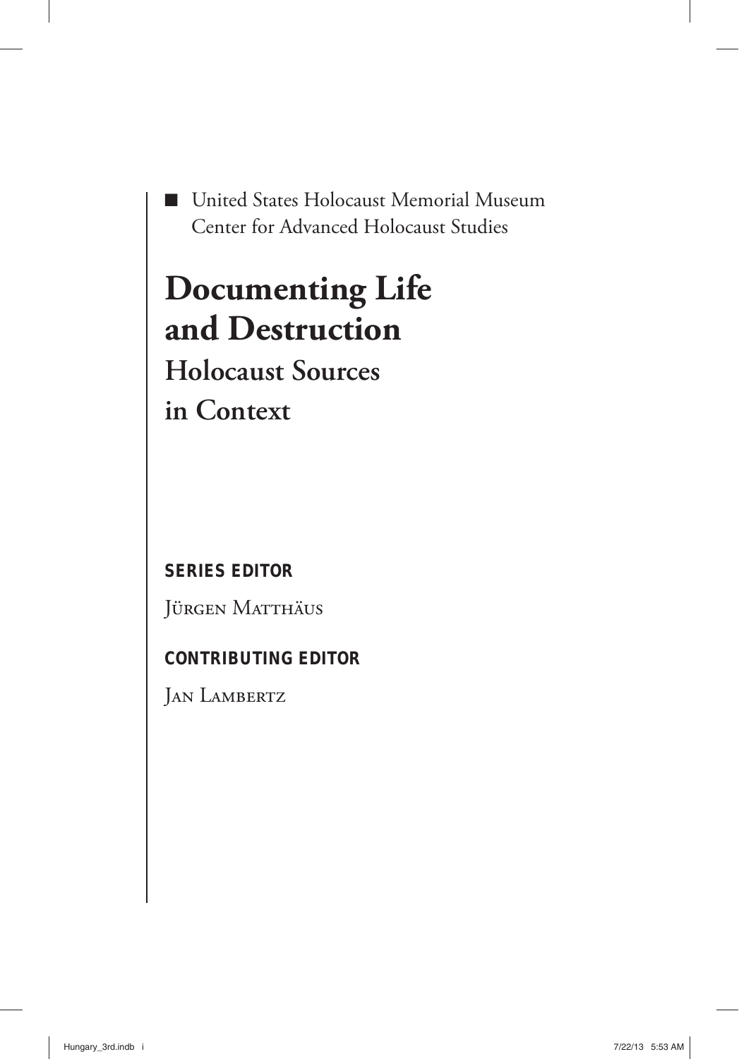■ United States Holocaust Memorial Museum
Center for Advanced Holocaust Studies

# Documenting Life and Destruction

## Holocaust Sources in Context

**SERIES EDITOR**

Jürgen Matthäus

**CONTRIBUTING EDITOR**

Jan Lambertz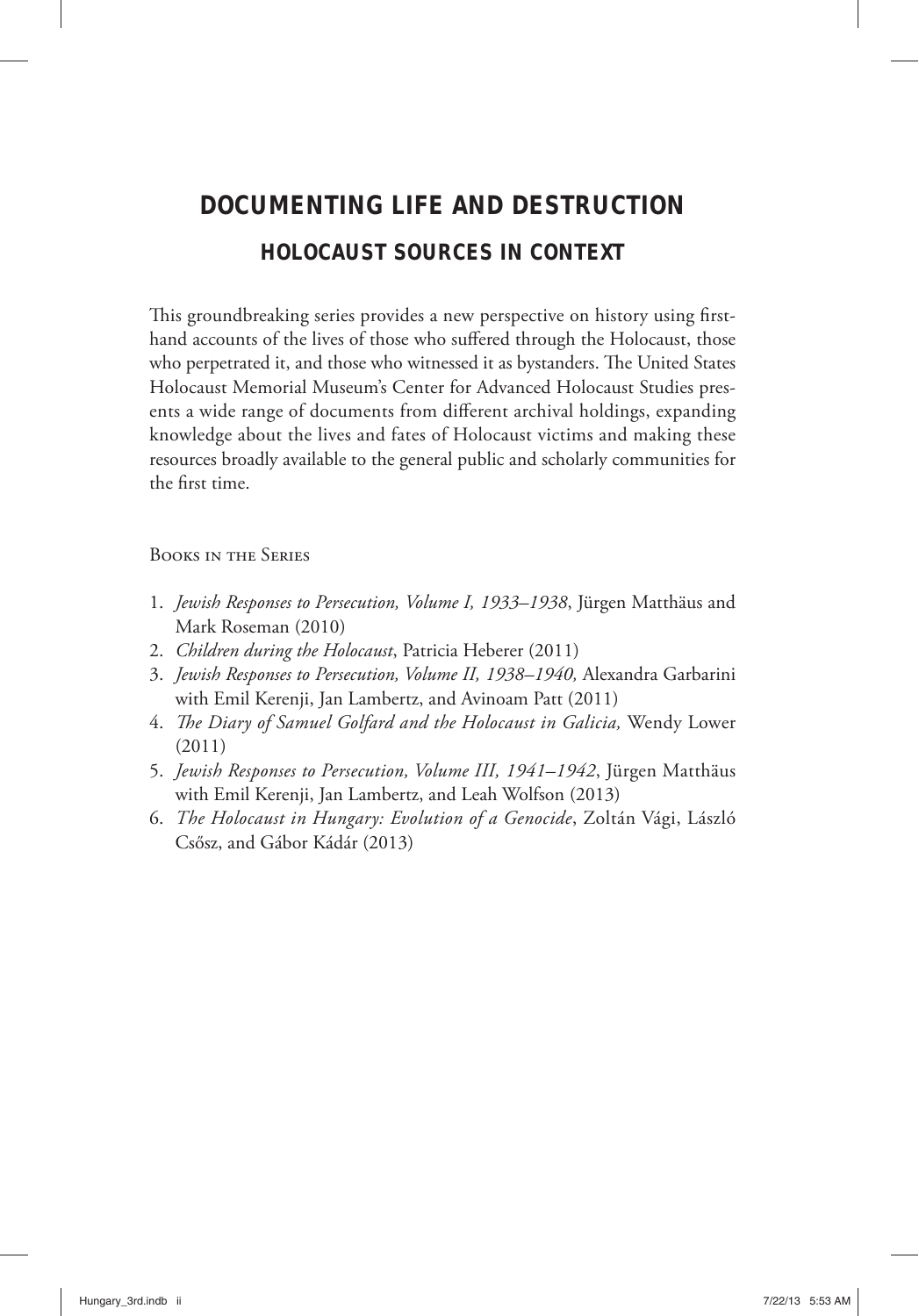# DOCUMENTING LIFE AND DESTRUCTION

## HOLOCAUST SOURCES IN CONTEXT

This groundbreaking series provides a new perspective on history using first-hand accounts of the lives of those who suffered through the Holocaust, those who perpetrated it, and those who witnessed it as bystanders. The United States Holocaust Memorial Museum's Center for Advanced Holocaust Studies presents a wide range of documents from different archival holdings, expanding knowledge about the lives and fates of Holocaust victims and making these resources broadly available to the general public and scholarly communities for the first time.

Books in the Series

1. *Jewish Responses to Persecution, Volume I, 1933–1938*, Jürgen Matthäus and Mark Roseman (2010)
2. *Children during the Holocaust*, Patricia Heberer (2011)
3. *Jewish Responses to Persecution, Volume II, 1938–1940,* Alexandra Garbarini with Emil Kerenji, Jan Lambertz, and Avinoam Patt (2011)
4. *The Diary of Samuel Golfard and the Holocaust in Galicia,* Wendy Lower (2011)
5. *Jewish Responses to Persecution, Volume III, 1941–1942*, Jürgen Matthäus with Emil Kerenji, Jan Lambertz, and Leah Wolfson (2013)
6. *The Holocaust in Hungary: Evolution of a Genocide*, Zoltán Vági, László Csősz, and Gábor Kádár (2013)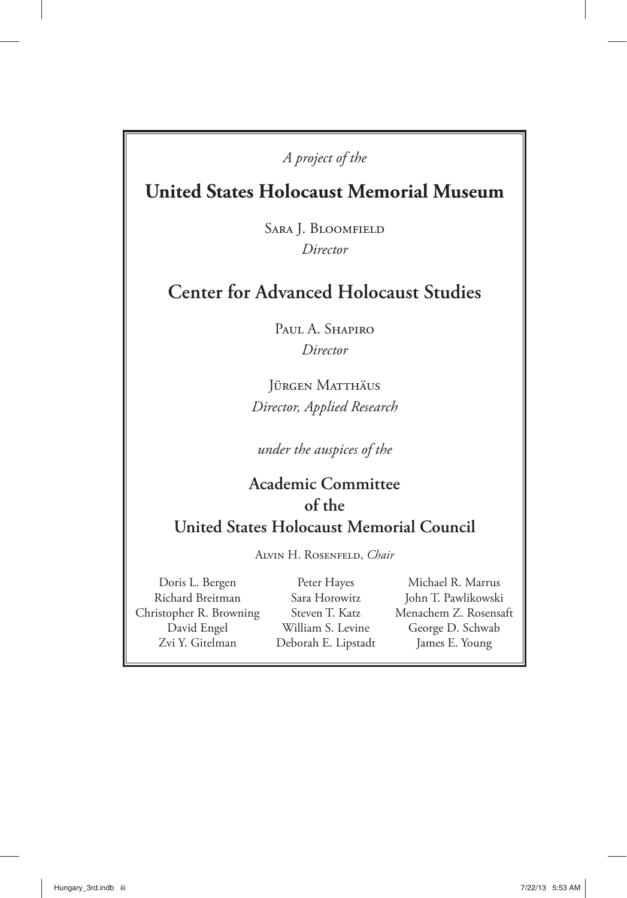*A project of the*

## United States Holocaust Memorial Museum

Sara J. Bloomfield
*Director*

## Center for Advanced Holocaust Studies

Paul A. Shapiro
*Director*

Jürgen Matthäus
*Director, Applied Research*

*under the auspices of the*

### Academic Committee of the United States Holocaust Memorial Council

Alvin H. Rosenfeld, *Chair*

Doris L. Bergen
Richard Breitman
Christopher R. Browning
David Engel
Zvi Y. Gitelman
Peter Hayes
Sara Horowitz
Steven T. Katz
William S. Levine
Deborah E. Lipstadt
Michael R. Marrus
John T. Pawlikowski
Menachem Z. Rosensaft
George D. Schwab
James E. Young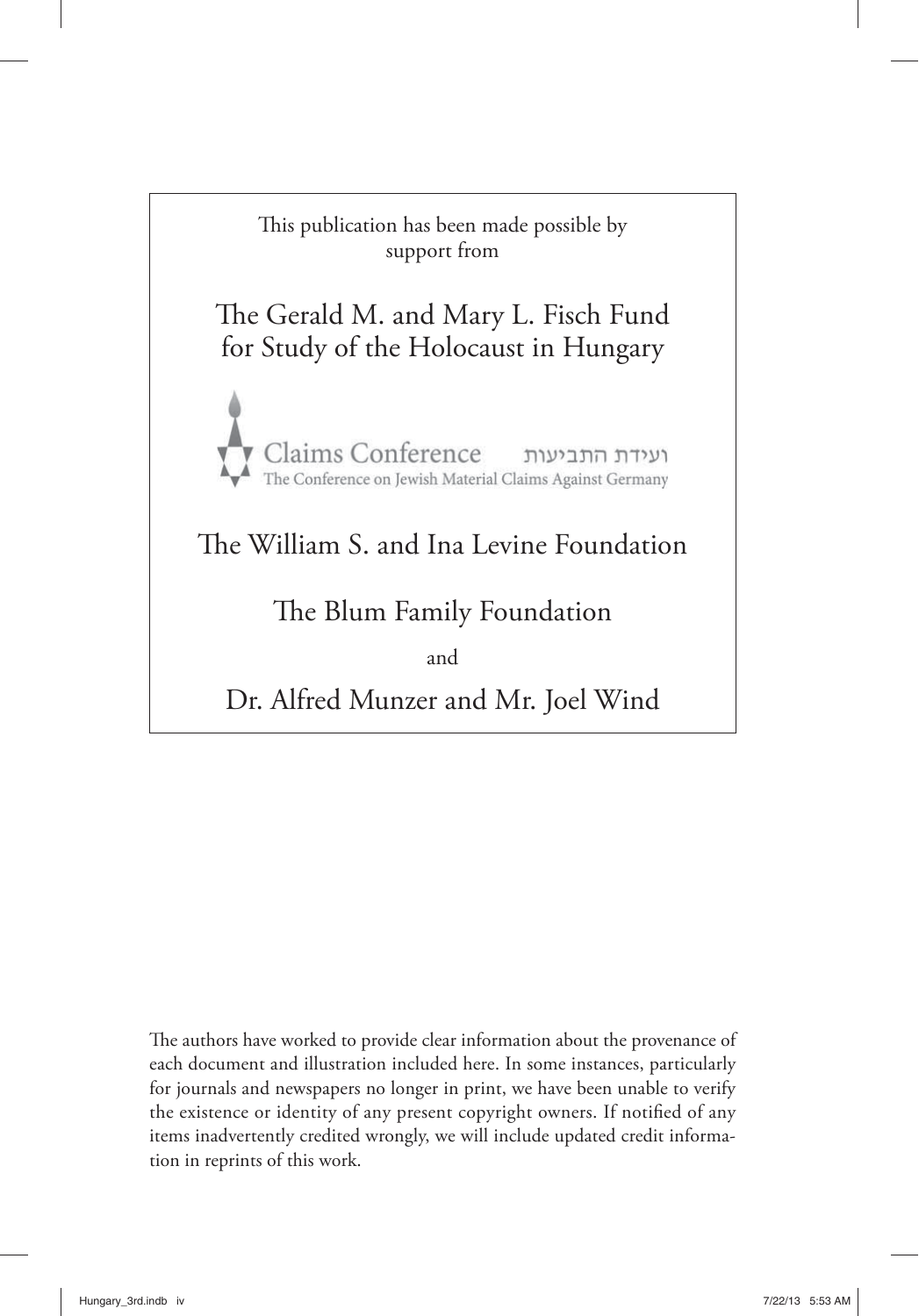This publication has been made possible by support from

The Gerald M. and Mary L. Fisch Fund for Study of the Holocaust in Hungary

Claims Conference ועידת התביעות
The Conference on Jewish Material Claims Against Germany

The William S. and Ina Levine Foundation

The Blum Family Foundation

and

Dr. Alfred Munzer and Mr. Joel Wind

The authors have worked to provide clear information about the provenance of each document and illustration included here. In some instances, particularly for journals and newspapers no longer in print, we have been unable to verify the existence or identity of any present copyright owners. If notified of any items inadvertently credited wrongly, we will include updated credit information in reprints of this work.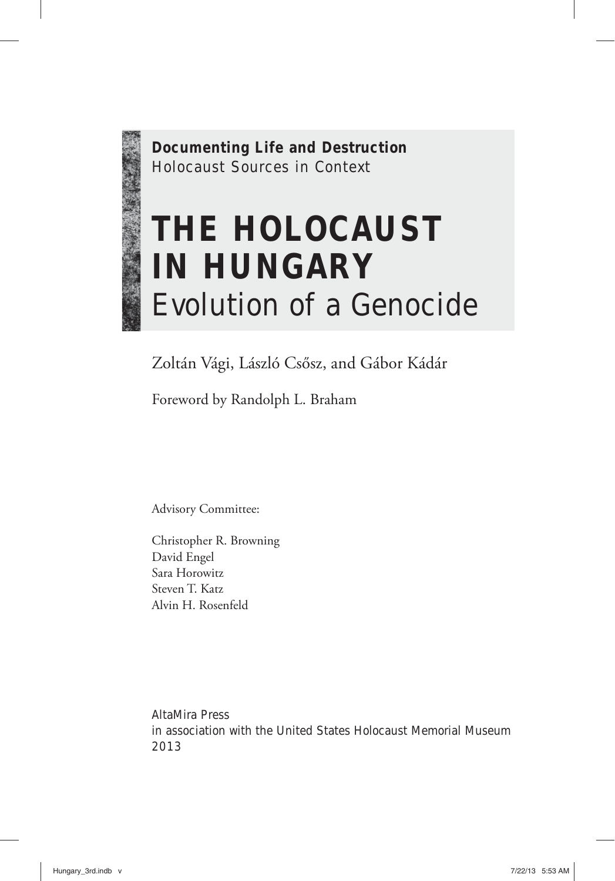**Documenting Life and Destruction**
Holocaust Sources in Context

# THE HOLOCAUST IN HUNGARY
## Evolution of a Genocide

Zoltán Vági, László Csősz, and Gábor Kádár

Foreword by Randolph L. Braham

Advisory Committee:

Christopher R. Browning
David Engel
Sara Horowitz
Steven T. Katz
Alvin H. Rosenfeld

AltaMira Press
in association with the United States Holocaust Memorial Museum
2013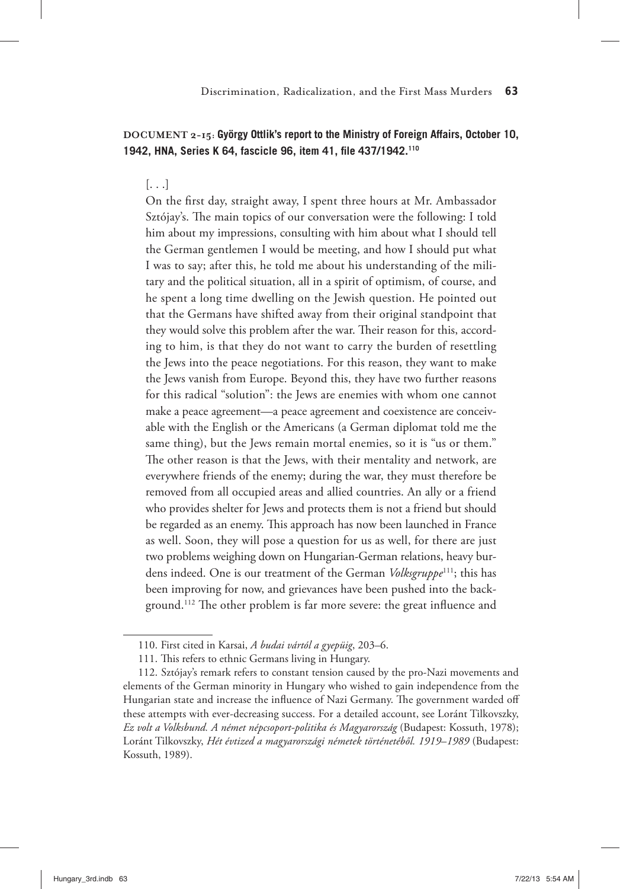**DOCUMENT 2-15: György Ottlik's report to the Ministry of Foreign Affairs, October 10, 1942, HNA, Series K 64, fascicle 96, item 41, file 437/1942.**[110]

[. . .]

On the first day, straight away, I spent three hours at Mr. Ambassador Sztójay's. The main topics of our conversation were the following: I told him about my impressions, consulting with him about what I should tell the German gentlemen I would be meeting, and how I should put what I was to say; after this, he told me about his understanding of the military and the political situation, all in a spirit of optimism, of course, and he spent a long time dwelling on the Jewish question. He pointed out that the Germans have shifted away from their original standpoint that they would solve this problem after the war. Their reason for this, according to him, is that they do not want to carry the burden of resettling the Jews into the peace negotiations. For this reason, they want to make the Jews vanish from Europe. Beyond this, they have two further reasons for this radical "solution": the Jews are enemies with whom one cannot make a peace agreement—a peace agreement and coexistence are conceivable with the English or the Americans (a German diplomat told me the same thing), but the Jews remain mortal enemies, so it is "us or them." The other reason is that the Jews, with their mentality and network, are everywhere friends of the enemy; during the war, they must therefore be removed from all occupied areas and allied countries. An ally or a friend who provides shelter for Jews and protects them is not a friend but should be regarded as an enemy. This approach has now been launched in France as well. Soon, they will pose a question for us as well, for there are just two problems weighing down on Hungarian-German relations, heavy burdens indeed. One is our treatment of the German *Volksgruppe*[111]; this has been improving for now, and grievances have been pushed into the background.[112] The other problem is far more severe: the great influence and

---

110. First cited in Karsai, *A budai vártól a gyepüig*, 203–6.

111. This refers to ethnic Germans living in Hungary.

112. Sztójay's remark refers to constant tension caused by the pro-Nazi movements and elements of the German minority in Hungary who wished to gain independence from the Hungarian state and increase the influence of Nazi Germany. The government warded off these attempts with ever-decreasing success. For a detailed account, see Loránt Tilkovszky, *Ez volt a Volksbund. A német népcsoport-politika és Magyarország* (Budapest: Kossuth, 1978); Loránt Tilkovszky, *Hét évtized a magyarországi németek történetéből. 1919–1989* (Budapest: Kossuth, 1989).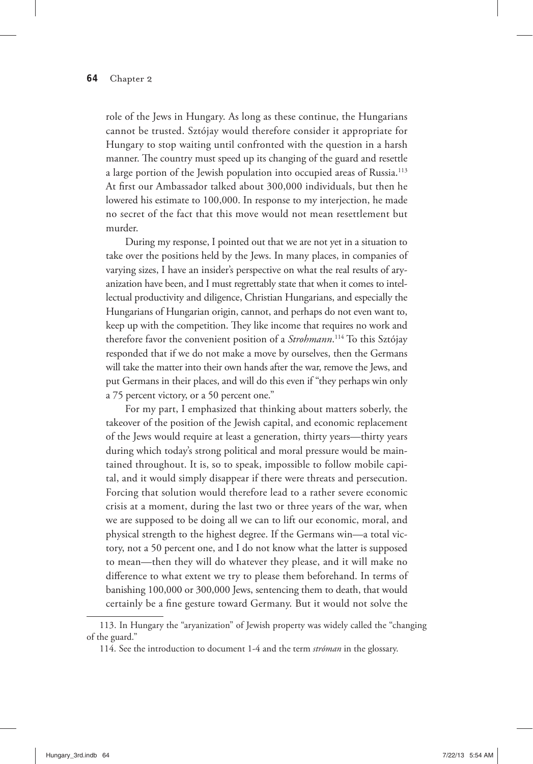role of the Jews in Hungary. As long as these continue, the Hungarians cannot be trusted. Sztójay would therefore consider it appropriate for Hungary to stop waiting until confronted with the question in a harsh manner. The country must speed up its changing of the guard and resettle a large portion of the Jewish population into occupied areas of Russia.[113] At first our Ambassador talked about 300,000 individuals, but then he lowered his estimate to 100,000. In response to my interjection, he made no secret of the fact that this move would not mean resettlement but murder.

During my response, I pointed out that we are not yet in a situation to take over the positions held by the Jews. In many places, in companies of varying sizes, I have an insider's perspective on what the real results of aryanization have been, and I must regrettably state that when it comes to intellectual productivity and diligence, Christian Hungarians, and especially the Hungarians of Hungarian origin, cannot, and perhaps do not even want to, keep up with the competition. They like income that requires no work and therefore favor the convenient position of a *Strohmann*.[114] To this Sztójay responded that if we do not make a move by ourselves, then the Germans will take the matter into their own hands after the war, remove the Jews, and put Germans in their places, and will do this even if "they perhaps win only a 75 percent victory, or a 50 percent one."

For my part, I emphasized that thinking about matters soberly, the takeover of the position of the Jewish capital, and economic replacement of the Jews would require at least a generation, thirty years—thirty years during which today's strong political and moral pressure would be maintained throughout. It is, so to speak, impossible to follow mobile capital, and it would simply disappear if there were threats and persecution. Forcing that solution would therefore lead to a rather severe economic crisis at a moment, during the last two or three years of the war, when we are supposed to be doing all we can to lift our economic, moral, and physical strength to the highest degree. If the Germans win—a total victory, not a 50 percent one, and I do not know what the latter is supposed to mean—then they will do whatever they please, and it will make no difference to what extent we try to please them beforehand. In terms of banishing 100,000 or 300,000 Jews, sentencing them to death, that would certainly be a fine gesture toward Germany. But it would not solve the

---

113. In Hungary the "aryanization" of Jewish property was widely called the "changing of the guard."

114. See the introduction to document 1-4 and the term *stróman* in the glossary.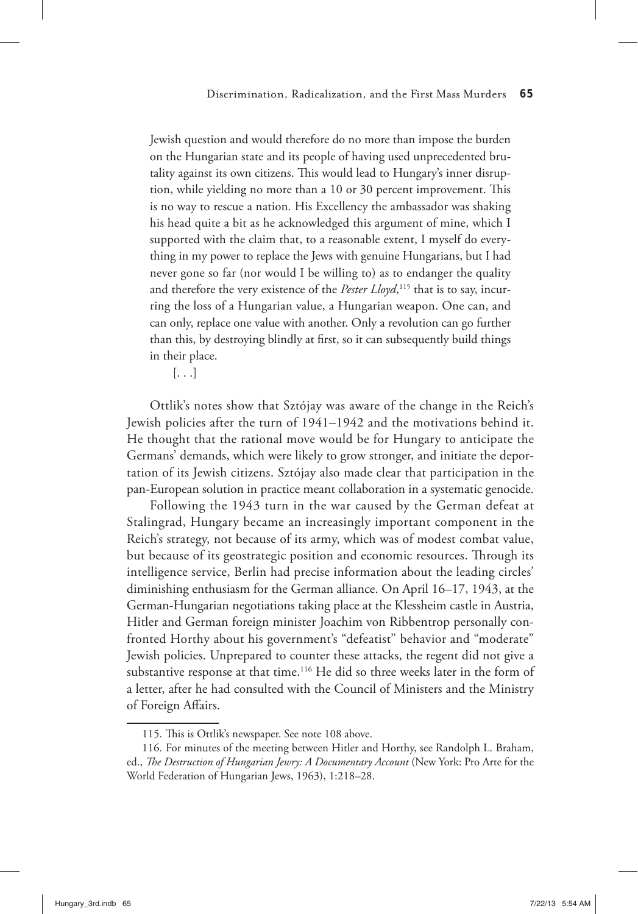Jewish question and would therefore do no more than impose the burden on the Hungarian state and its people of having used unprecedented brutality against its own citizens. This would lead to Hungary's inner disruption, while yielding no more than a 10 or 30 percent improvement. This is no way to rescue a nation. His Excellency the ambassador was shaking his head quite a bit as he acknowledged this argument of mine, which I supported with the claim that, to a reasonable extent, I myself do everything in my power to replace the Jews with genuine Hungarians, but I had never gone so far (nor would I be willing to) as to endanger the quality and therefore the very existence of the *Pester Lloyd*,[115] that is to say, incurring the loss of a Hungarian value, a Hungarian weapon. One can, and can only, replace one value with another. Only a revolution can go further than this, by destroying blindly at first, so it can subsequently build things in their place.

[. . .]

Ottlik's notes show that Sztójay was aware of the change in the Reich's Jewish policies after the turn of 1941–1942 and the motivations behind it. He thought that the rational move would be for Hungary to anticipate the Germans' demands, which were likely to grow stronger, and initiate the deportation of its Jewish citizens. Sztójay also made clear that participation in the pan-European solution in practice meant collaboration in a systematic genocide.

Following the 1943 turn in the war caused by the German defeat at Stalingrad, Hungary became an increasingly important component in the Reich's strategy, not because of its army, which was of modest combat value, but because of its geostrategic position and economic resources. Through its intelligence service, Berlin had precise information about the leading circles' diminishing enthusiasm for the German alliance. On April 16–17, 1943, at the German-Hungarian negotiations taking place at the Klessheim castle in Austria, Hitler and German foreign minister Joachim von Ribbentrop personally confronted Horthy about his government's "defeatist" behavior and "moderate" Jewish policies. Unprepared to counter these attacks, the regent did not give a substantive response at that time.[116] He did so three weeks later in the form of a letter, after he had consulted with the Council of Ministers and the Ministry of Foreign Affairs.

---

115. This is Ottlik's newspaper. See note 108 above.

116. For minutes of the meeting between Hitler and Horthy, see Randolph L. Braham, ed., *The Destruction of Hungarian Jewry: A Documentary Account* (New York: Pro Arte for the World Federation of Hungarian Jews, 1963), 1:218–28.